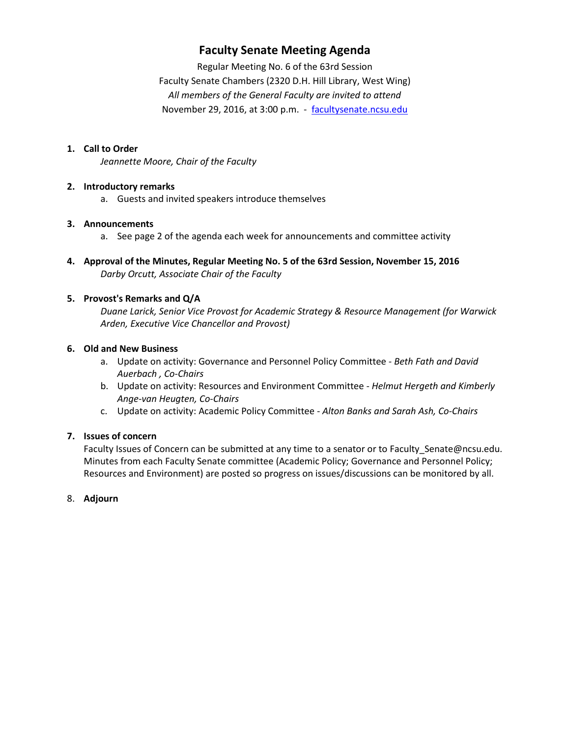# Faculty Senate Meeting Agenda

Regular Meeting No. 6 of the 63rd Session
Faculty Senate Chambers (2320 D.H. Hill Library, West Wing)
*All members of the General Faculty are invited to attend*
November 29, 2016, at 3:00 p.m. - [facultysenate.ncsu.edu](facultysenate.ncsu.edu)

1. **Call to Order**
   *Jeannette Moore, Chair of the Faculty*

2. **Introductory remarks**
   a. Guests and invited speakers introduce themselves

3. **Announcements**
   a. See page 2 of the agenda each week for announcements and committee activity

4. **Approval of the Minutes, Regular Meeting No. 5 of the 63rd Session, November 15, 2016**
   *Darby Orcutt, Associate Chair of the Faculty*

5. **Provost's Remarks and Q/A**
   *Duane Larick, Senior Vice Provost for Academic Strategy & Resource Management (for Warwick Arden, Executive Vice Chancellor and Provost)*

6. **Old and New Business**
   a. Update on activity: Governance and Personnel Policy Committee - *Beth Fath and David Auerbach , Co-Chairs*
   b. Update on activity: Resources and Environment Committee - *Helmut Hergeth and Kimberly Ange-van Heugten, Co-Chairs*
   c. Update on activity: Academic Policy Committee - *Alton Banks and Sarah Ash, Co-Chairs*

7. **Issues of concern**
   Faculty Issues of Concern can be submitted at any time to a senator or to Faculty_Senate@ncsu.edu. Minutes from each Faculty Senate committee (Academic Policy; Governance and Personnel Policy; Resources and Environment) are posted so progress on issues/discussions can be monitored by all.

8. **Adjourn**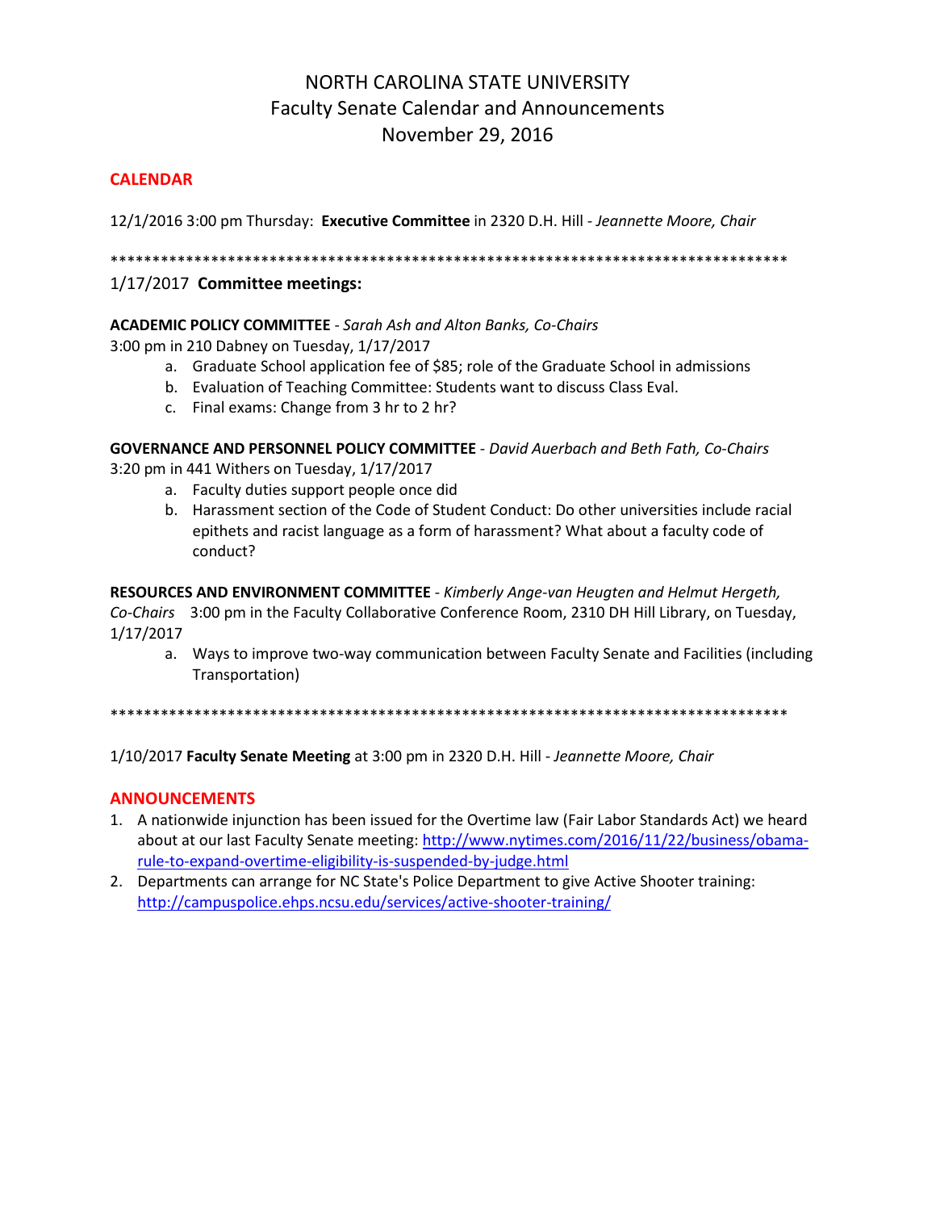# NORTH CAROLINA STATE UNIVERSITY
## Faculty Senate Calendar and Announcements
## November 29, 2016

### CALENDAR

12/1/2016 3:00 pm Thursday: **Executive Committee** in 2320 D.H. Hill - *Jeannette Moore, Chair*

************************************************************************************

1/17/2017 **Committee meetings:**

**ACADEMIC POLICY COMMITTEE** - *Sarah Ash and Alton Banks, Co-Chairs*
3:00 pm in 210 Dabney on Tuesday, 1/17/2017

a. Graduate School application fee of $85; role of the Graduate School in admissions
b. Evaluation of Teaching Committee: Students want to discuss Class Eval.
c. Final exams: Change from 3 hr to 2 hr?

**GOVERNANCE AND PERSONNEL POLICY COMMITTEE** - *David Auerbach and Beth Fath, Co-Chairs*
3:20 pm in 441 Withers on Tuesday, 1/17/2017

a. Faculty duties support people once did
b. Harassment section of the Code of Student Conduct: Do other universities include racial epithets and racist language as a form of harassment? What about a faculty code of conduct?

**RESOURCES AND ENVIRONMENT COMMITTEE** - *Kimberly Ange-van Heugten and Helmut Hergeth, Co-Chairs* 3:00 pm in the Faculty Collaborative Conference Room, 2310 DH Hill Library, on Tuesday, 1/17/2017

a. Ways to improve two-way communication between Faculty Senate and Facilities (including Transportation)

************************************************************************************

1/10/2017 **Faculty Senate Meeting** at 3:00 pm in 2320 D.H. Hill - *Jeannette Moore, Chair*

### ANNOUNCEMENTS

1. A nationwide injunction has been issued for the Overtime law (Fair Labor Standards Act) we heard about at our last Faculty Senate meeting: http://www.nytimes.com/2016/11/22/business/obama-rule-to-expand-overtime-eligibility-is-suspended-by-judge.html
2. Departments can arrange for NC State's Police Department to give Active Shooter training: http://campuspolice.ehps.ncsu.edu/services/active-shooter-training/